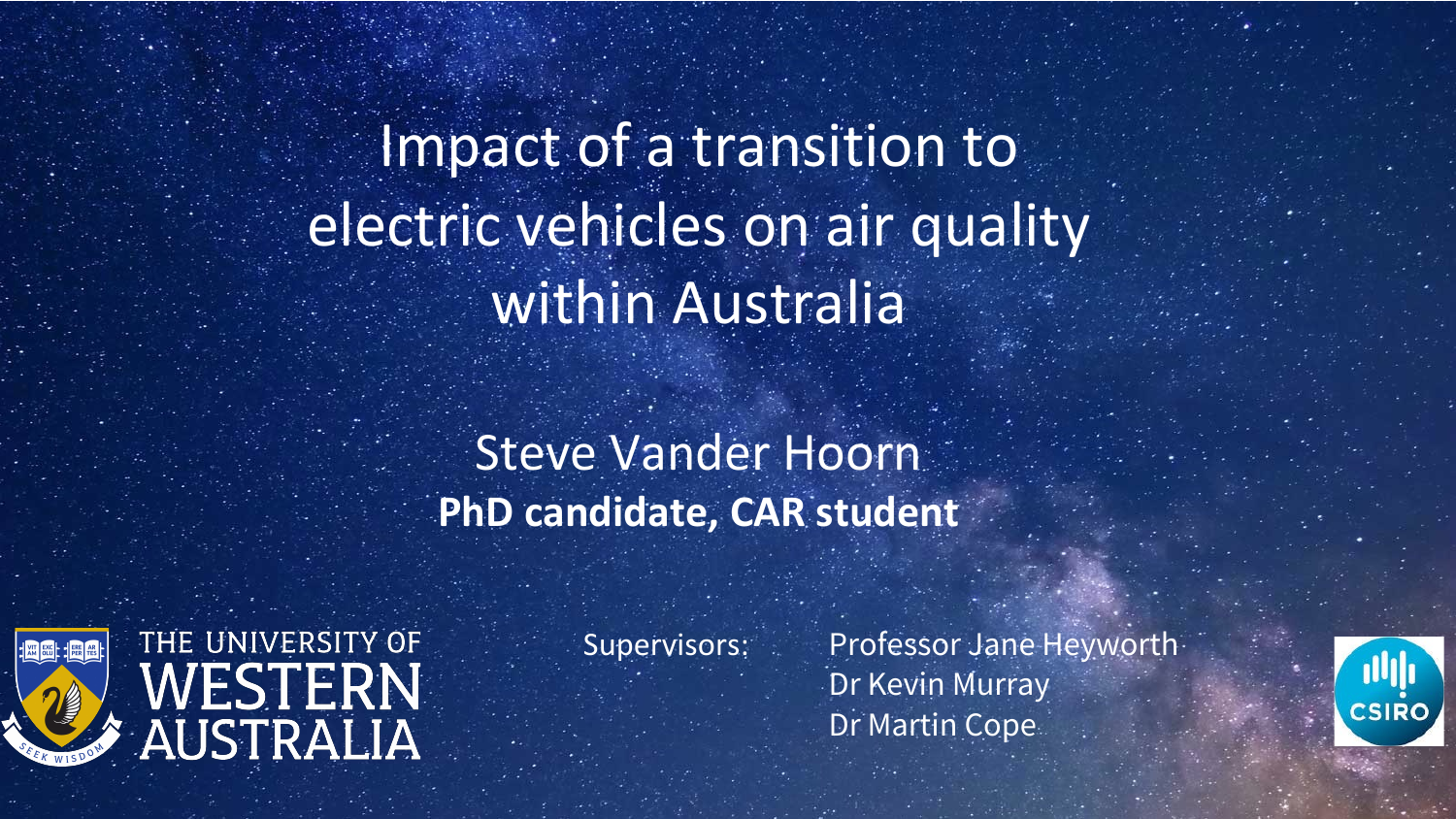# Impact of a transition to electric vehicles on air quality within Australia

Steve Vander Hoorn

**PhD candidate, CAR student**

THE UNIVERSITY OF WESTERN AUSTRALIA

Supervisors:

- Professor Jane Heyworth
- Dr Kevin Murray
- Dr Martin Cope

CSIRO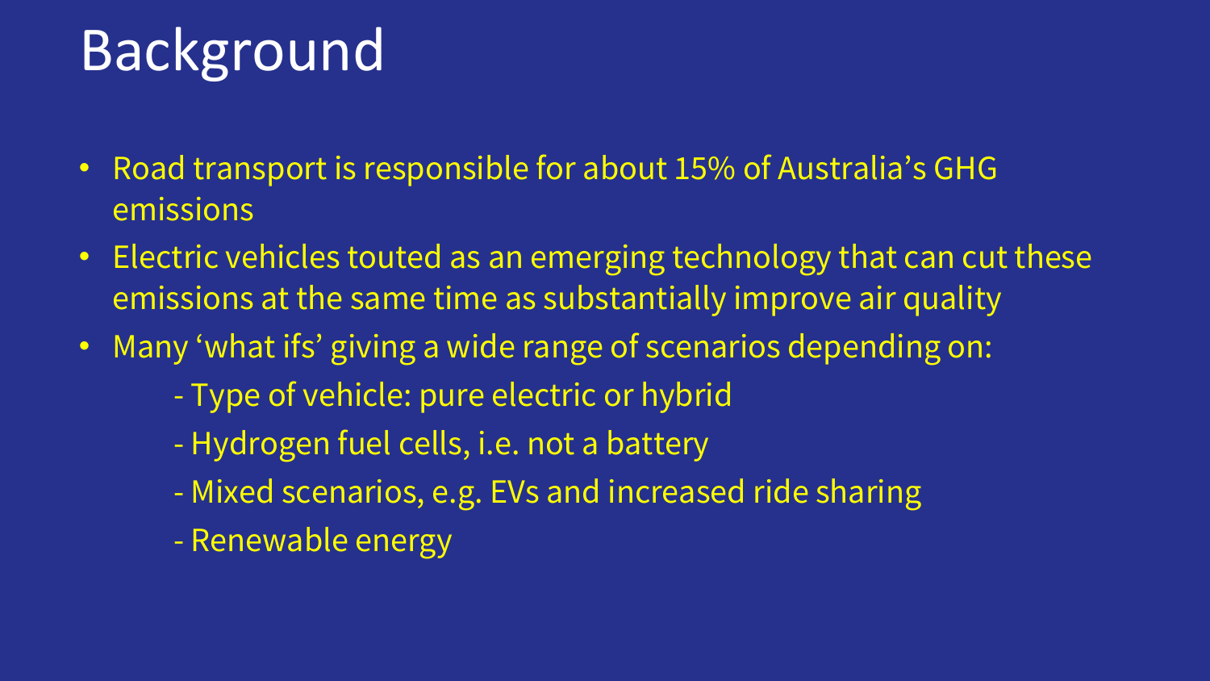# Background

- Road transport is responsible for about 15% of Australia's GHG emissions
- Electric vehicles touted as an emerging technology that can cut these emissions at the same time as substantially improve air quality
- Many 'what ifs' giving a wide range of scenarios depending on:
  - Type of vehicle: pure electric or hybrid
  - Hydrogen fuel cells, i.e. not a battery
  - Mixed scenarios, e.g. EVs and increased ride sharing
  - Renewable energy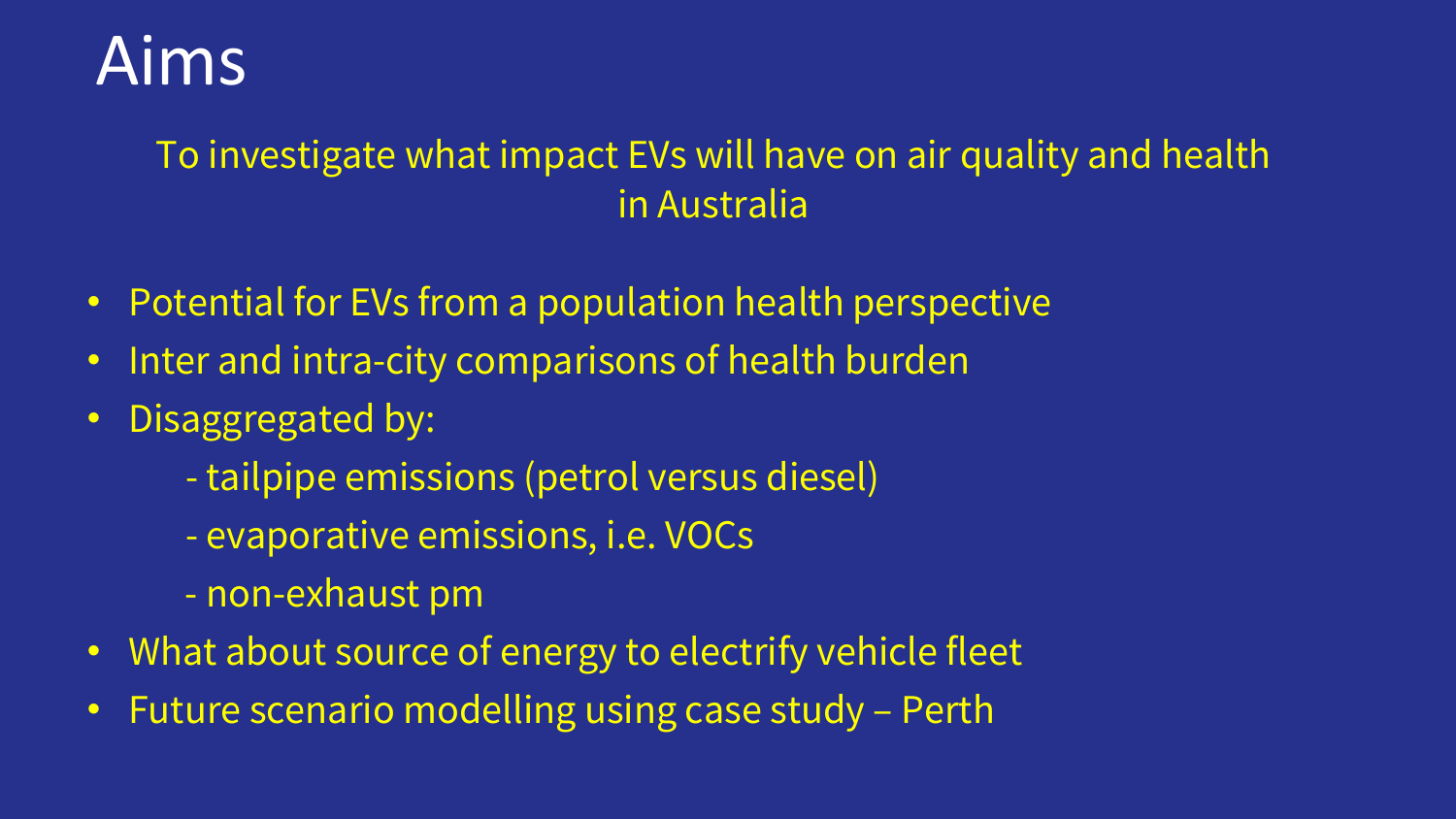# Aims

To investigate what impact EVs will have on air quality and health in Australia

- Potential for EVs from a population health perspective
- Inter and intra-city comparisons of health burden
- Disaggregated by:
  - tailpipe emissions (petrol versus diesel)
  - evaporative emissions, i.e. VOCs
  - non-exhaust pm
- What about source of energy to electrify vehicle fleet
- Future scenario modelling using case study – Perth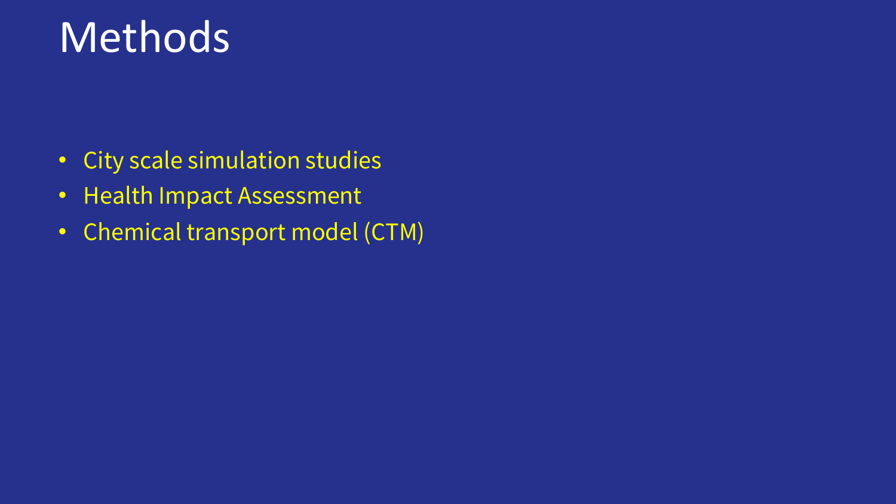# Methods

- City scale simulation studies
- Health Impact Assessment
- Chemical transport model (CTM)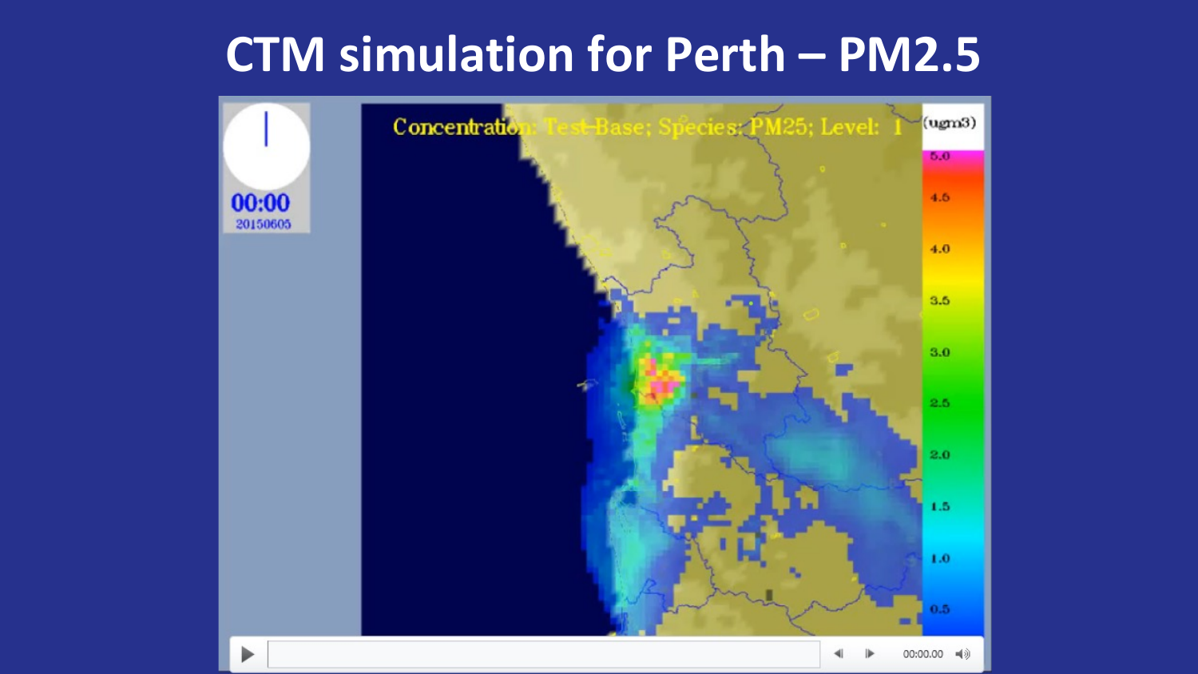# CTM simulation for Perth – PM2.5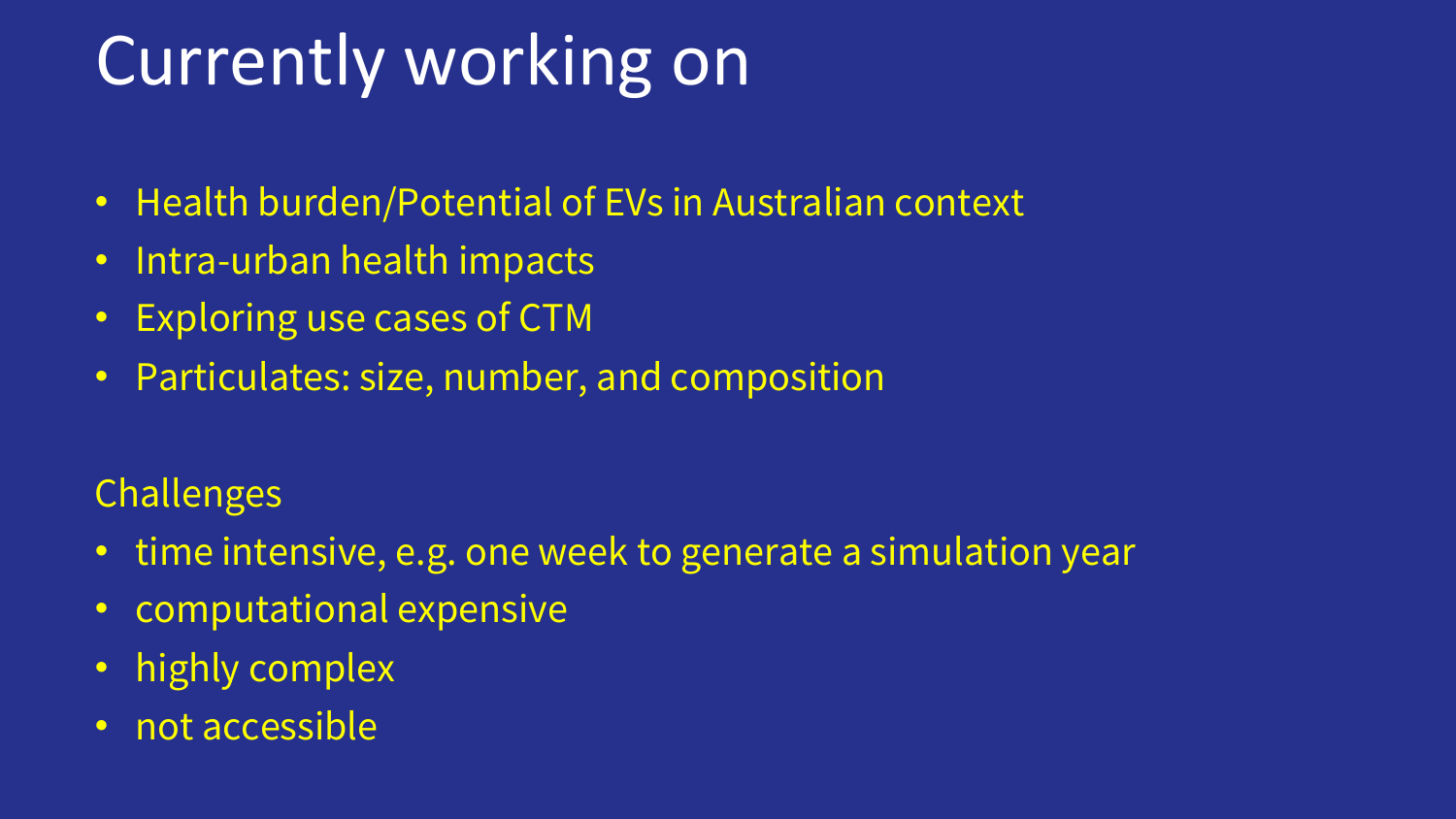# Currently working on

- Health burden/Potential of EVs in Australian context
- Intra-urban health impacts
- Exploring use cases of CTM
- Particulates: size, number, and composition

Challenges

- time intensive, e.g. one week to generate a simulation year
- computational expensive
- highly complex
- not accessible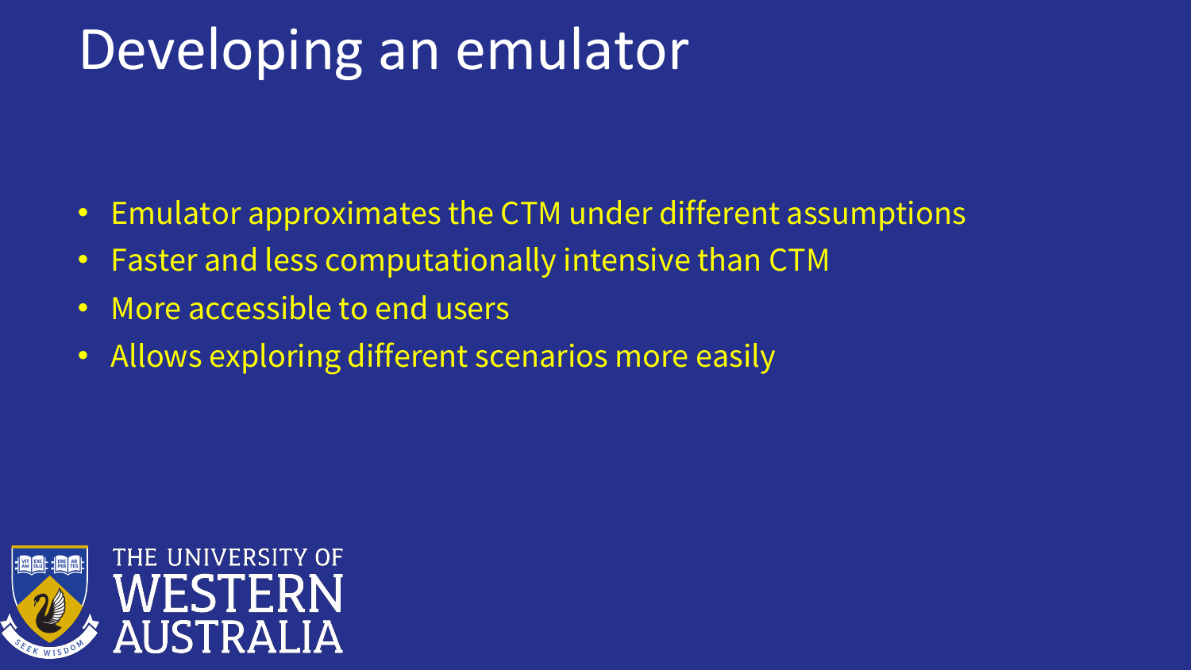# Developing an emulator

- Emulator approximates the CTM under different assumptions
- Faster and less computationally intensive than CTM
- More accessible to end users
- Allows exploring different scenarios more easily